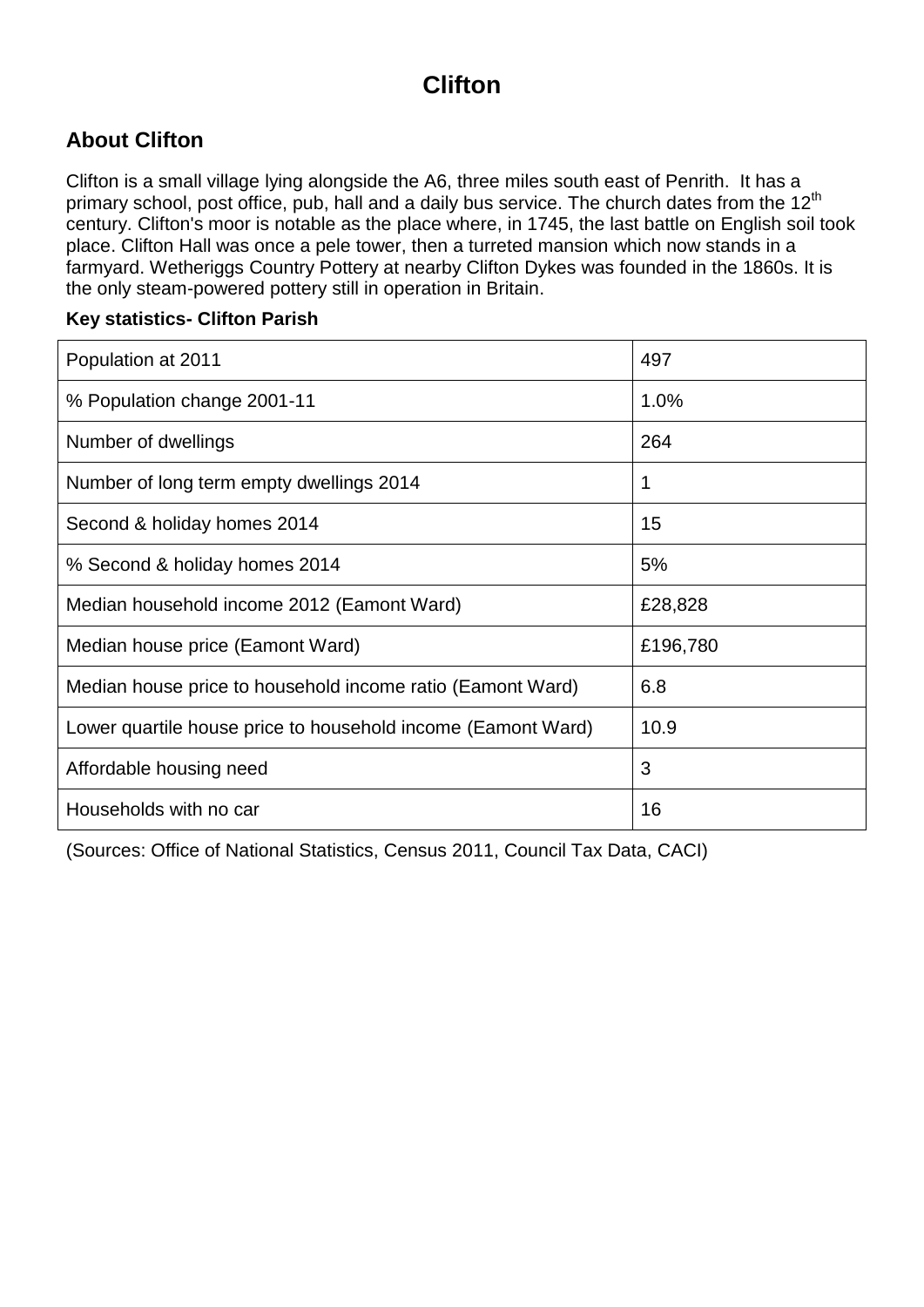# Clifton

## About Clifton

Clifton is a small village lying alongside the A6, three miles south east of Penrith. It has a primary school, post office, pub, hall and a daily bus service. The church dates from the 12th century. Clifton's moor is notable as the place where, in 1745, the last battle on English soil took place. Clifton Hall was once a pele tower, then a turreted mansion which now stands in a farmyard. Wetheriggs Country Pottery at nearby Clifton Dykes was founded in the 1860s. It is the only steam-powered pottery still in operation in Britain.

**Key statistics- Clifton Parish**

| | |
|---|---|
| Population at 2011 | 497 |
| % Population change 2001-11 | 1.0% |
| Number of dwellings | 264 |
| Number of long term empty dwellings 2014 | 1 |
| Second & holiday homes 2014 | 15 |
| % Second & holiday homes 2014 | 5% |
| Median household income 2012 (Eamont Ward) | £28,828 |
| Median house price (Eamont Ward) | £196,780 |
| Median house price to household income ratio (Eamont Ward) | 6.8 |
| Lower quartile house price to household income (Eamont Ward) | 10.9 |
| Affordable housing need | 3 |
| Households with no car | 16 |

(Sources: Office of National Statistics, Census 2011, Council Tax Data, CACI)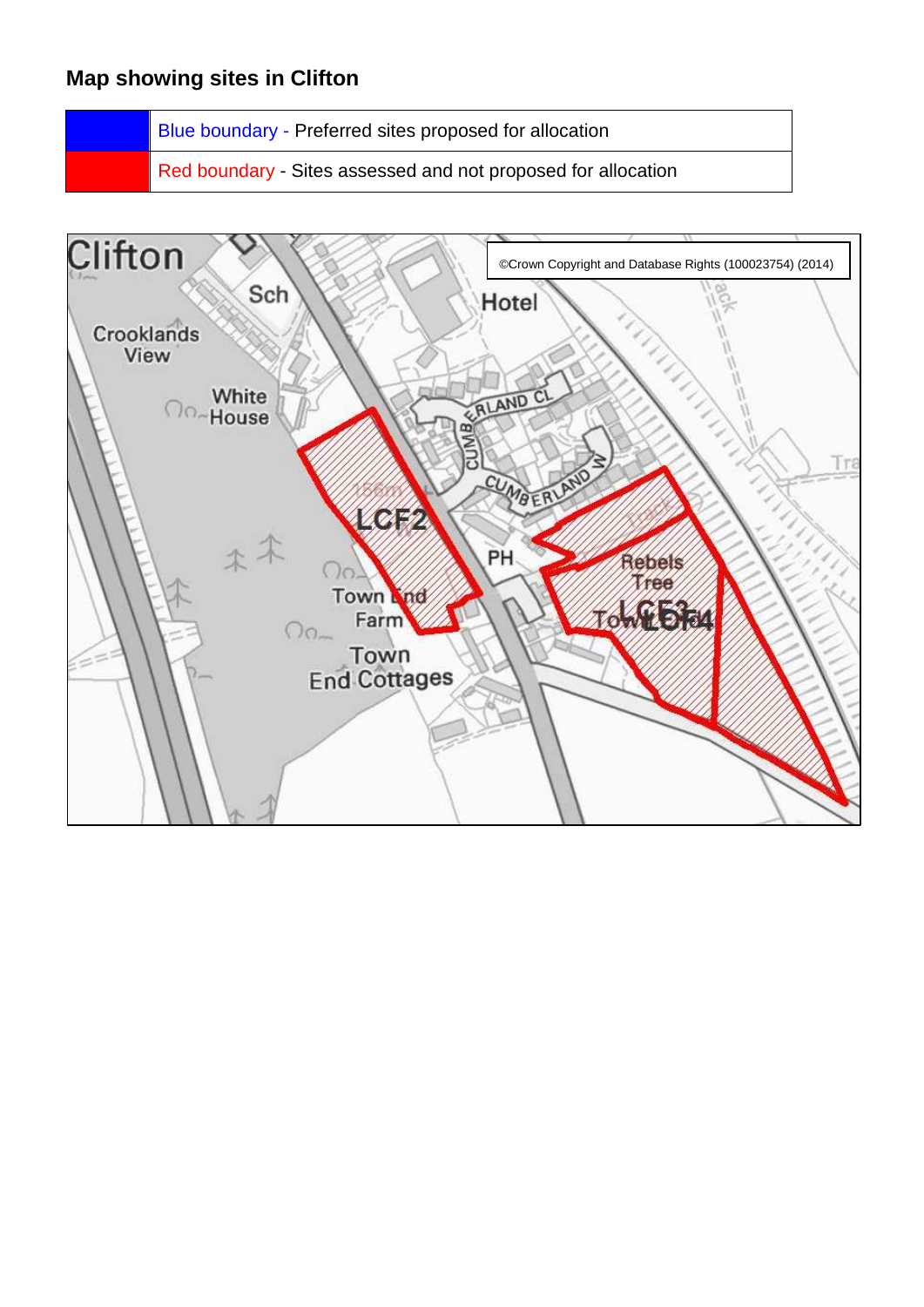## Map showing sites in Clifton

| | |
|---|---|
| | Blue boundary - Preferred sites proposed for allocation |
| | Red boundary - Sites assessed and not proposed for allocation |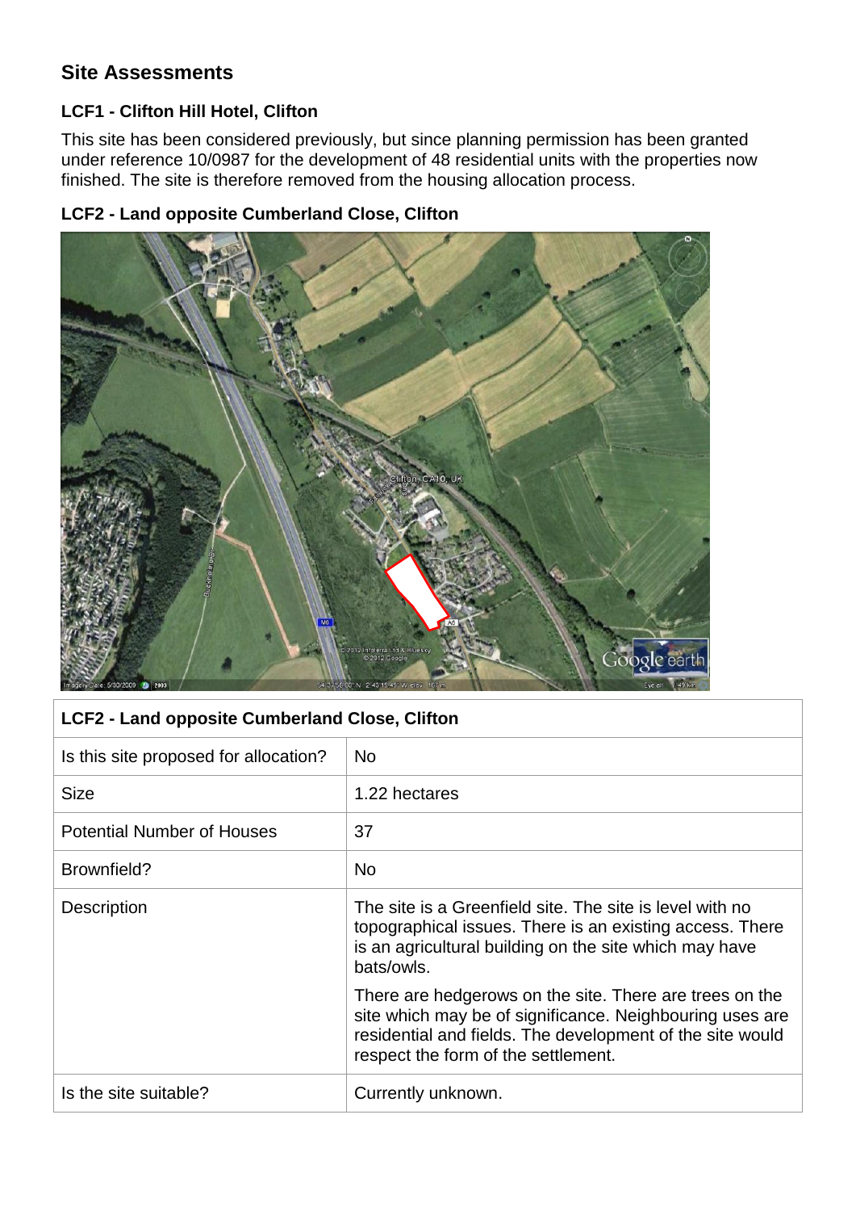## Site Assessments

### LCF1 - Clifton Hill Hotel, Clifton

This site has been considered previously, but since planning permission has been granted under reference 10/0987 for the development of 48 residential units with the properties now finished. The site is therefore removed from the housing allocation process.

### LCF2 - Land opposite Cumberland Close, Clifton

| LCF2 - Land opposite Cumberland Close, Clifton | |
|---|---|
| Is this site proposed for allocation? | No |
| Size | 1.22 hectares |
| Potential Number of Houses | 37 |
| Brownfield? | No |
| Description | The site is a Greenfield site. The site is level with no topographical issues. There is an existing access. There is an agricultural building on the site which may have bats/owls.<br><br>There are hedgerows on the site. There are trees on the site which may be of significance. Neighbouring uses are residential and fields. The development of the site would respect the form of the settlement. |
| Is the site suitable? | Currently unknown. |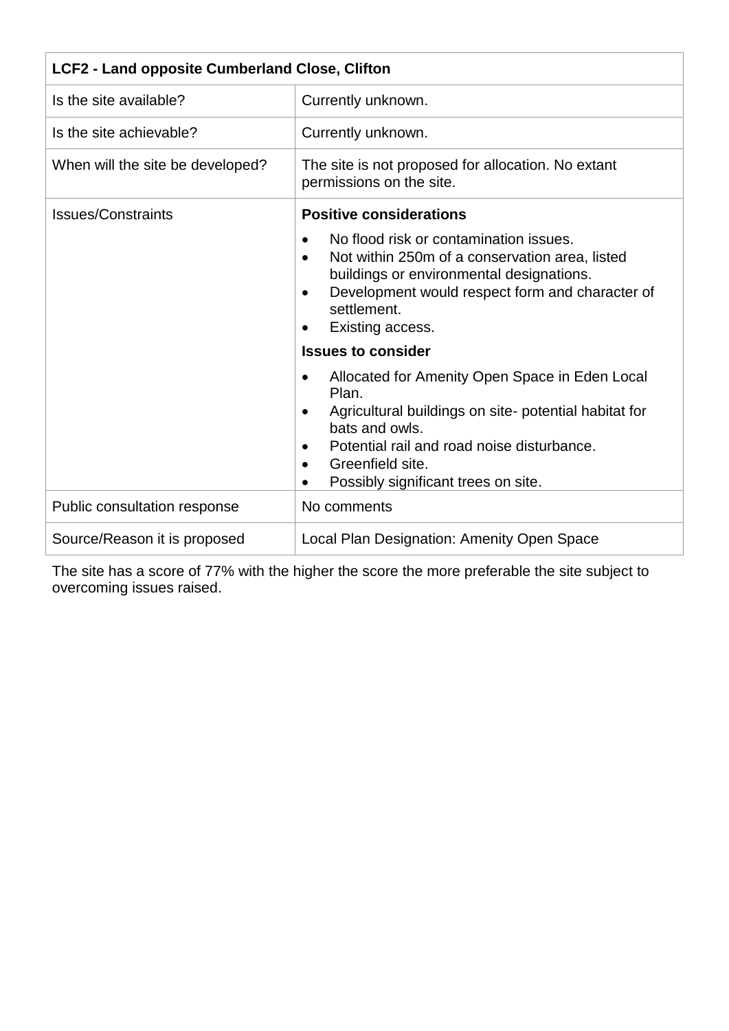| LCF2 - Land opposite Cumberland Close, Clifton | |
|---|---|
| Is the site available? | Currently unknown. |
| Is the site achievable? | Currently unknown. |
| When will the site be developed? | The site is not proposed for allocation. No extant permissions on the site. |
| Issues/Constraints | **Positive considerations**<br>• No flood risk or contamination issues.<br>• Not within 250m of a conservation area, listed buildings or environmental designations.<br>• Development would respect form and character of settlement.<br>• Existing access.<br>**Issues to consider**<br>• Allocated for Amenity Open Space in Eden Local Plan.<br>• Agricultural buildings on site- potential habitat for bats and owls.<br>• Potential rail and road noise disturbance.<br>• Greenfield site.<br>• Possibly significant trees on site. |
| Public consultation response | No comments |
| Source/Reason it is proposed | Local Plan Designation: Amenity Open Space |

The site has a score of 77% with the higher the score the more preferable the site subject to overcoming issues raised.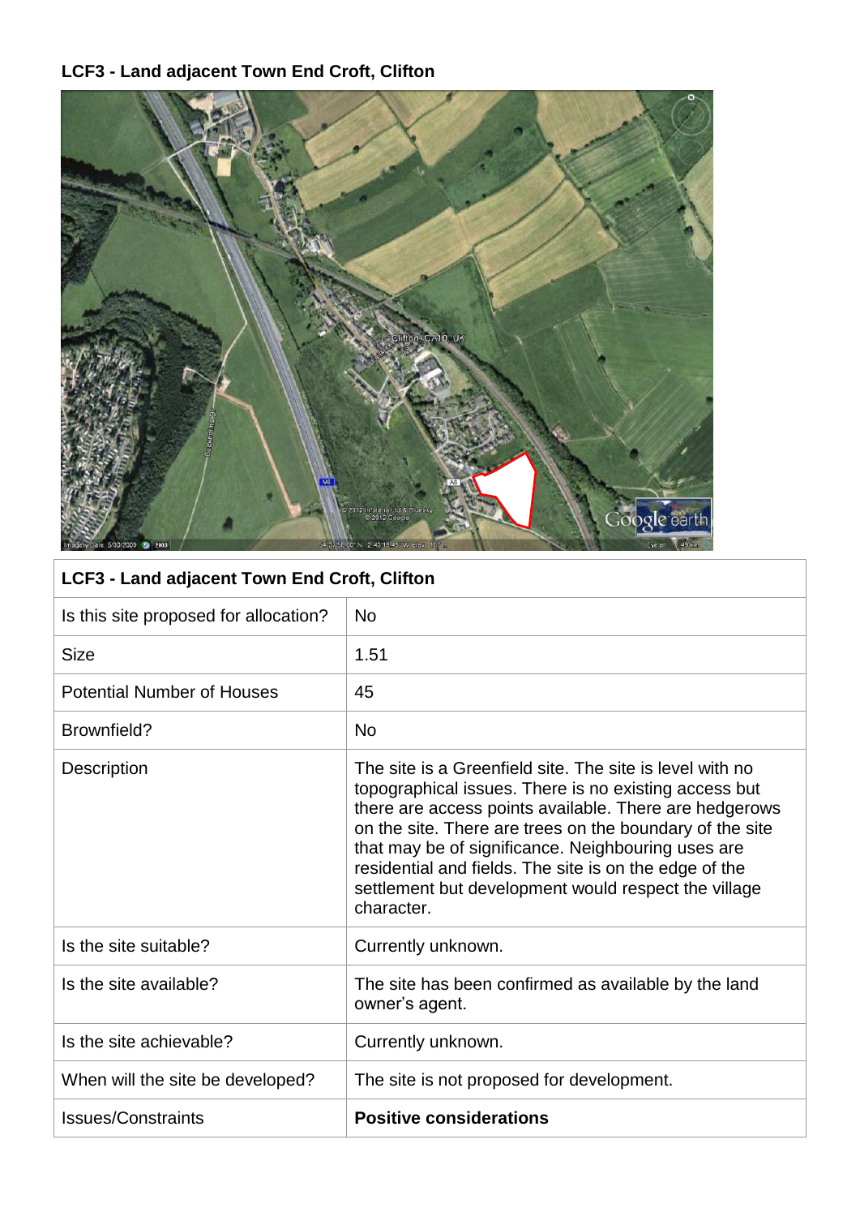**LCF3 - Land adjacent Town End Croft, Clifton**

| LCF3 - Land adjacent Town End Croft, Clifton | |
|---|---|
| Is this site proposed for allocation? | No |
| Size | 1.51 |
| Potential Number of Houses | 45 |
| Brownfield? | No |
| Description | The site is a Greenfield site. The site is level with no topographical issues. There is no existing access but there are access points available. There are hedgerows on the site. There are trees on the boundary of the site that may be of significance. Neighbouring uses are residential and fields. The site is on the edge of the settlement but development would respect the village character. |
| Is the site suitable? | Currently unknown. |
| Is the site available? | The site has been confirmed as available by the land owner's agent. |
| Is the site achievable? | Currently unknown. |
| When will the site be developed? | The site is not proposed for development. |
| Issues/Constraints | **Positive considerations** |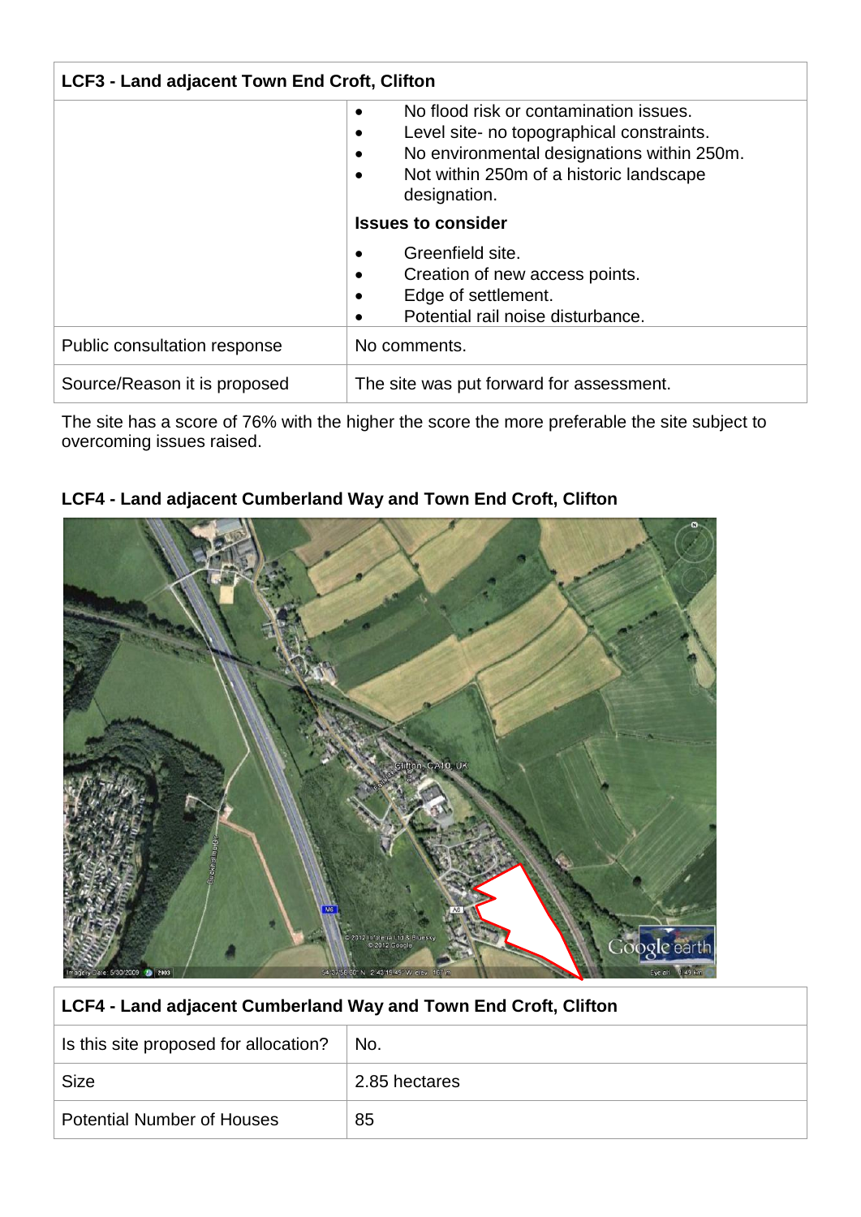| LCF3 - Land adjacent Town End Croft, Clifton | |
|---|---|
| | • No flood risk or contamination issues.<br>• Level site- no topographical constraints.<br>• No environmental designations within 250m.<br>• Not within 250m of a historic landscape designation.<br>**Issues to consider**<br>• Greenfield site.<br>• Creation of new access points.<br>• Edge of settlement.<br>• Potential rail noise disturbance. |
| Public consultation response | No comments. |
| Source/Reason it is proposed | The site was put forward for assessment. |

The site has a score of 76% with the higher the score the more preferable the site subject to overcoming issues raised.

**LCF4 - Land adjacent Cumberland Way and Town End Croft, Clifton**

| LCF4 - Land adjacent Cumberland Way and Town End Croft, Clifton | |
|---|---|
| Is this site proposed for allocation? | No. |
| Size | 2.85 hectares |
| Potential Number of Houses | 85 |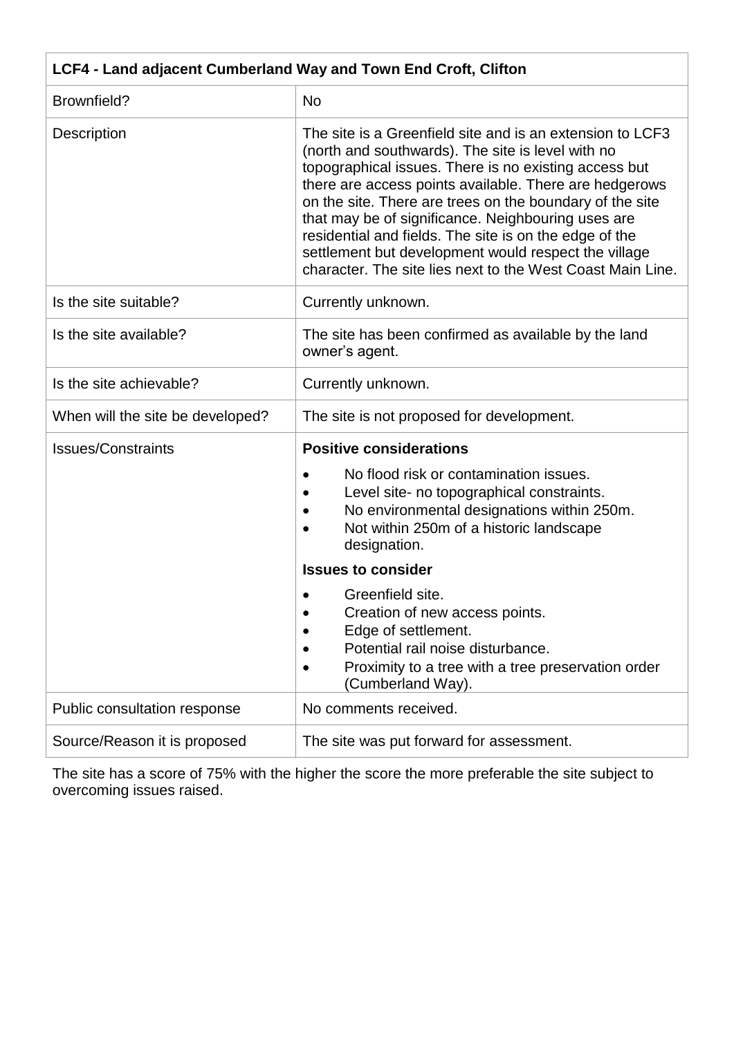| LCF4 - Land adjacent Cumberland Way and Town End Croft, Clifton | |
|---|---|
| Brownfield? | No |
| Description | The site is a Greenfield site and is an extension to LCF3 (north and southwards). The site is level with no topographical issues. There is no existing access but there are access points available. There are hedgerows on the site. There are trees on the boundary of the site that may be of significance. Neighbouring uses are residential and fields. The site is on the edge of the settlement but development would respect the village character. The site lies next to the West Coast Main Line. |
| Is the site suitable? | Currently unknown. |
| Is the site available? | The site has been confirmed as available by the land owner's agent. |
| Is the site achievable? | Currently unknown. |
| When will the site be developed? | The site is not proposed for development. |
| Issues/Constraints | **Positive considerations**<br>• No flood risk or contamination issues.<br>• Level site- no topographical constraints.<br>• No environmental designations within 250m.<br>• Not within 250m of a historic landscape designation.<br>**Issues to consider**<br>• Greenfield site.<br>• Creation of new access points.<br>• Edge of settlement.<br>• Potential rail noise disturbance.<br>• Proximity to a tree with a tree preservation order (Cumberland Way). |
| Public consultation response | No comments received. |
| Source/Reason it is proposed | The site was put forward for assessment. |

The site has a score of 75% with the higher the score the more preferable the site subject to overcoming issues raised.